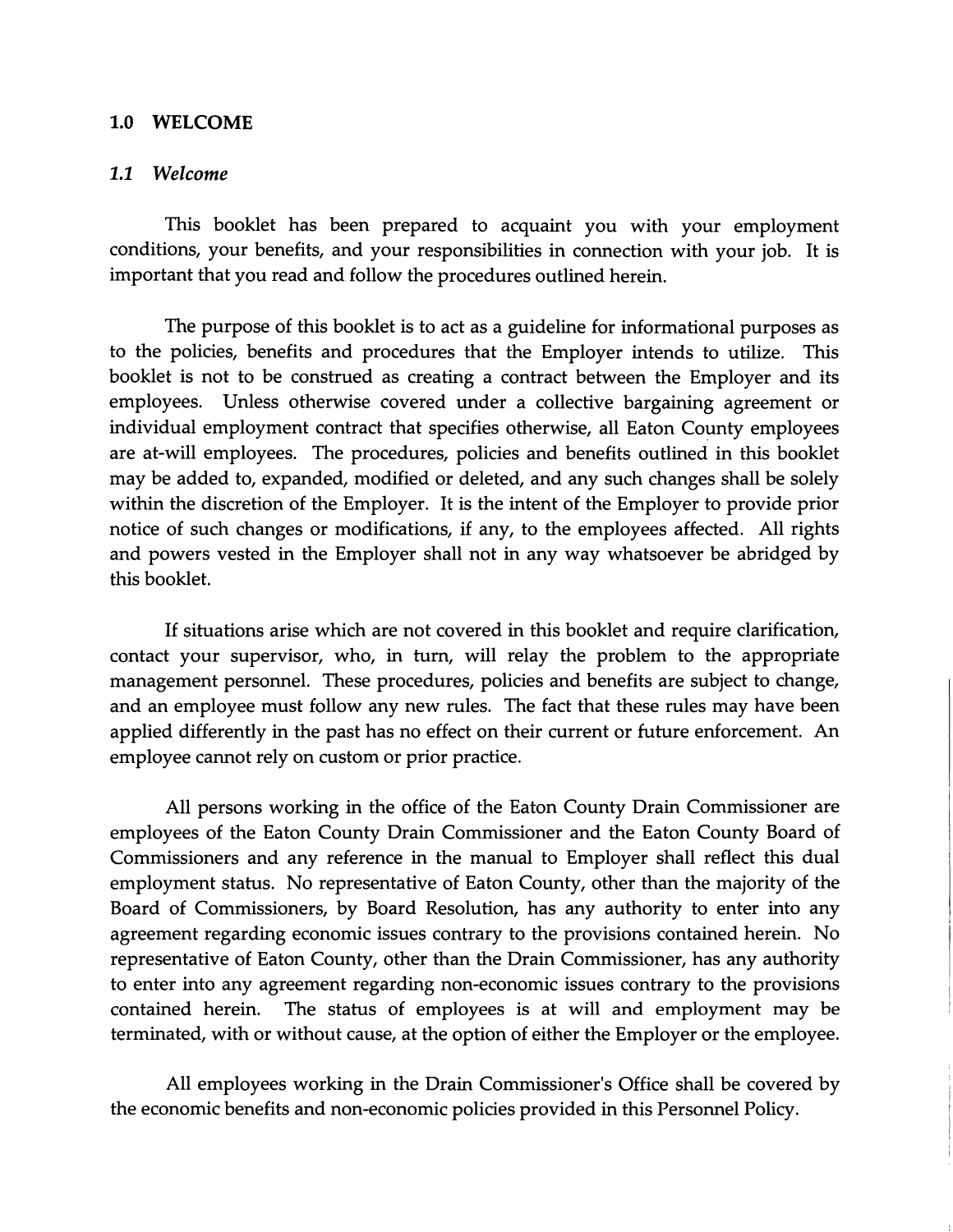## 1.0 WELCOME

### *1.1 Welcome*

This booklet has been prepared to acquaint you with your employment conditions, your benefits, and your responsibilities in connection with your job. It is important that you read and follow the procedures outlined herein.

The purpose of this booklet is to act as a guideline for informational purposes as to the policies, benefits and procedures that the Employer intends to utilize. This booklet is not to be construed as creating a contract between the Employer and its employees. Unless otherwise covered under a collective bargaining agreement or individual employment contract that specifies otherwise, all Eaton County employees are at-will employees. The procedures, policies and benefits outlined in this booklet may be added to, expanded, modified or deleted, and any such changes shall be solely within the discretion of the Employer. It is the intent of the Employer to provide prior notice of such changes or modifications, if any, to the employees affected. All rights and powers vested in the Employer shall not in any way whatsoever be abridged by this booklet.

If situations arise which are not covered in this booklet and require clarification, contact your supervisor, who, in turn, will relay the problem to the appropriate management personnel. These procedures, policies and benefits are subject to change, and an employee must follow any new rules. The fact that these rules may have been applied differently in the past has no effect on their current or future enforcement. An employee cannot rely on custom or prior practice.

All persons working in the office of the Eaton County Drain Commissioner are employees of the Eaton County Drain Commissioner and the Eaton County Board of Commissioners and any reference in the manual to Employer shall reflect this dual employment status. No representative of Eaton County, other than the majority of the Board of Commissioners, by Board Resolution, has any authority to enter into any agreement regarding economic issues contrary to the provisions contained herein. No representative of Eaton County, other than the Drain Commissioner, has any authority to enter into any agreement regarding non-economic issues contrary to the provisions contained herein. The status of employees is at will and employment may be terminated, with or without cause, at the option of either the Employer or the employee.

All employees working in the Drain Commissioner's Office shall be covered by the economic benefits and non-economic policies provided in this Personnel Policy.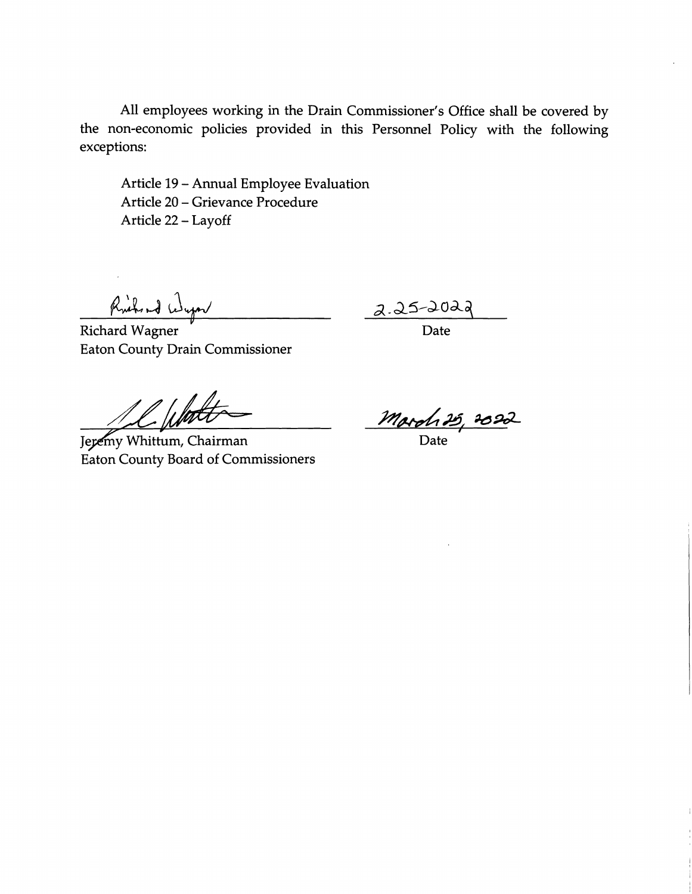All employees working in the Drain Commissioner's Office shall be covered by the non-economic policies provided in this Personnel Policy with the following exceptions:

Article 19 – Annual Employee Evaluation
Article 20 – Grievance Procedure
Article 22 – Layoff

Richard Wagner
Eaton County Drain Commissioner

2.25-2022
Date

Jeremy Whittum, Chairman
Eaton County Board of Commissioners

March 25, 2022
Date